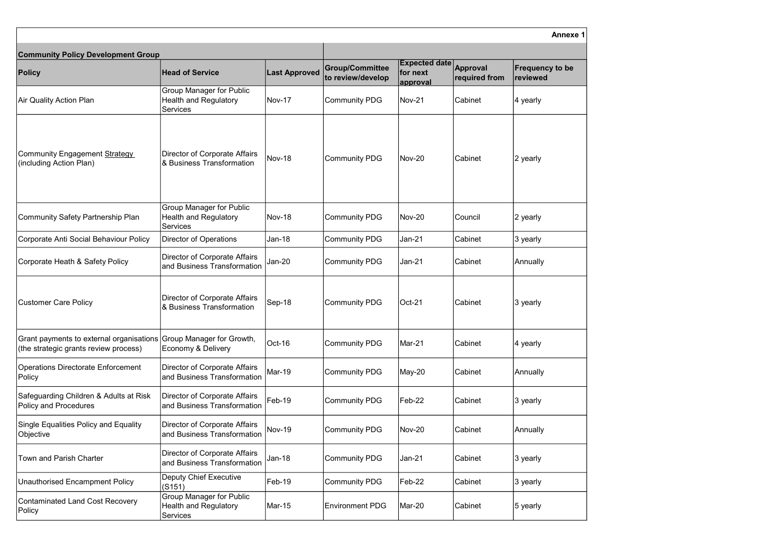**Annexe 1**

| Community Policy Development Group | | | | | | |
|---|---|---|---|---|---|---|
| **Policy** | **Head of Service** | **Last Approved** | **Group/Committee to review/develop** | **Expected date for next approval** | **Approval required from** | **Frequency to be reviewed** |
| Air Quality Action Plan | Group Manager for Public Health and Regulatory Services | Nov-17 | Community PDG | Nov-21 | Cabinet | 4 yearly |
| Community Engagement Strategy (including Action Plan) | Director of Corporate Affairs & Business Transformation | Nov-18 | Community PDG | Nov-20 | Cabinet | 2 yearly |
| Community Safety Partnership Plan | Group Manager for Public Health and Regulatory Services | Nov-18 | Community PDG | Nov-20 | Council | 2 yearly |
| Corporate Anti Social Behaviour Policy | Director of Operations | Jan-18 | Community PDG | Jan-21 | Cabinet | 3 yearly |
| Corporate Heath & Safety Policy | Director of Corporate Affairs and Business Transformation | Jan-20 | Community PDG | Jan-21 | Cabinet | Annually |
| Customer Care Policy | Director of Corporate Affairs & Business Transformation | Sep-18 | Community PDG | Oct-21 | Cabinet | 3 yearly |
| Grant payments to external organisations (the strategic grants review process) | Group Manager for Growth, Economy & Delivery | Oct-16 | Community PDG | Mar-21 | Cabinet | 4 yearly |
| Operations Directorate Enforcement Policy | Director of Corporate Affairs and Business Transformation | Mar-19 | Community PDG | May-20 | Cabinet | Annually |
| Safeguarding Children & Adults at Risk Policy and Procedures | Director of Corporate Affairs and Business Transformation | Feb-19 | Community PDG | Feb-22 | Cabinet | 3 yearly |
| Single Equalities Policy and Equality Objective | Director of Corporate Affairs and Business Transformation | Nov-19 | Community PDG | Nov-20 | Cabinet | Annually |
| Town and Parish Charter | Director of Corporate Affairs and Business Transformation | Jan-18 | Community PDG | Jan-21 | Cabinet | 3 yearly |
| Unauthorised Encampment Policy | Deputy Chief Executive (S151) | Feb-19 | Community PDG | Feb-22 | Cabinet | 3 yearly |
| Contaminated Land Cost Recovery Policy | Group Manager for Public Health and Regulatory Services | Mar-15 | Environment PDG | Mar-20 | Cabinet | 5 yearly |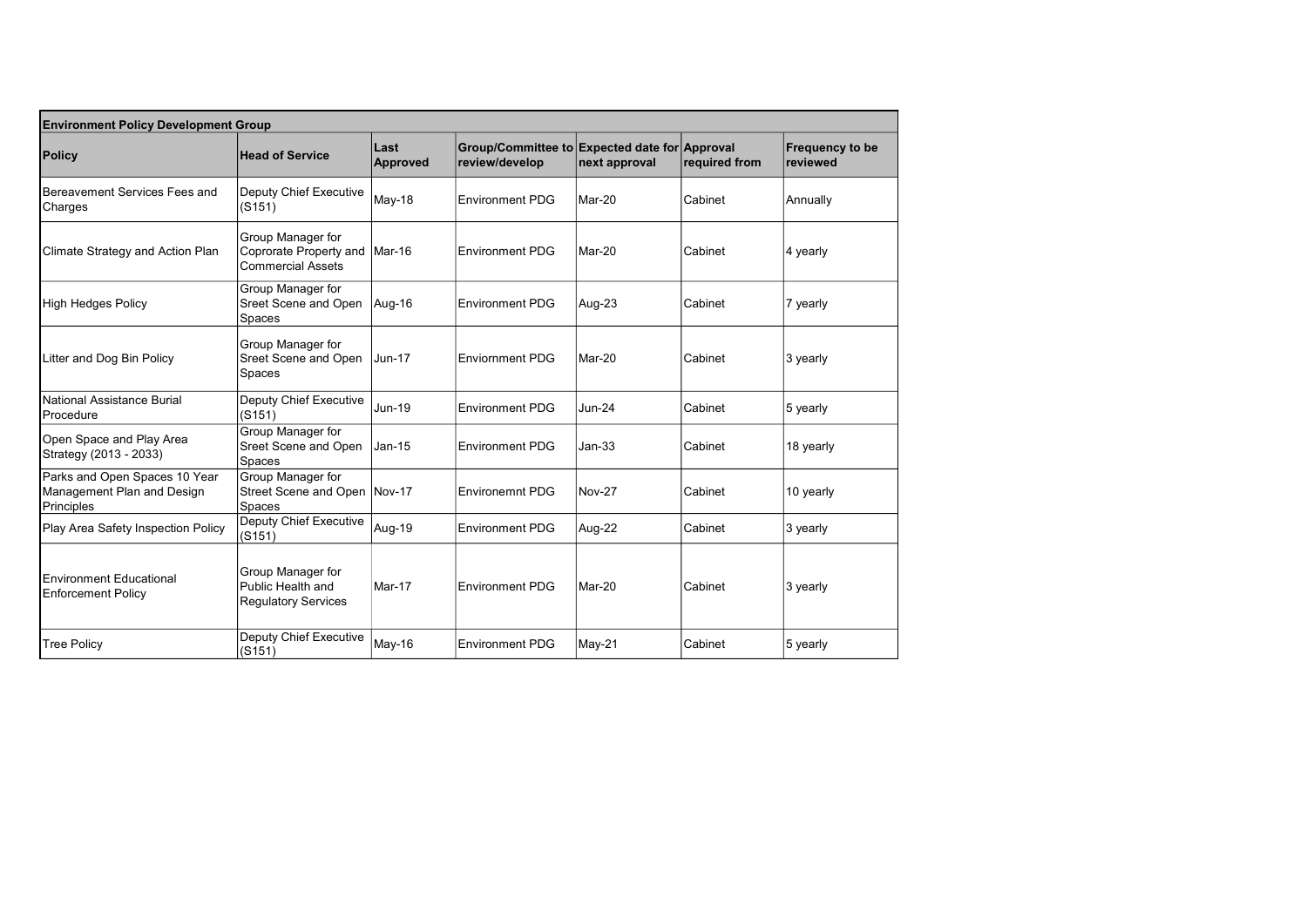| Environment Policy Development Group | | | | | | |
|---|---|---|---|---|---|---|
| **Policy** | **Head of Service** | **Last Approved** | **Group/Committee to review/develop** | **Expected date for next approval** | **Approval required from** | **Frequency to be reviewed** |
| Bereavement Services Fees and Charges | Deputy Chief Executive (S151) | May-18 | Environment PDG | Mar-20 | Cabinet | Annually |
| Climate Strategy and Action Plan | Group Manager for Coprorate Property and Commercial Assets | Mar-16 | Environment PDG | Mar-20 | Cabinet | 4 yearly |
| High Hedges Policy | Group Manager for Sreet Scene and Open Spaces | Aug-16 | Environment PDG | Aug-23 | Cabinet | 7 yearly |
| Litter and Dog Bin Policy | Group Manager for Sreet Scene and Open Spaces | Jun-17 | Enviornment PDG | Mar-20 | Cabinet | 3 yearly |
| National Assistance Burial Procedure | Deputy Chief Executive (S151) | Jun-19 | Environment PDG | Jun-24 | Cabinet | 5 yearly |
| Open Space and Play Area Strategy (2013 - 2033) | Group Manager for Sreet Scene and Open Spaces | Jan-15 | Environment PDG | Jan-33 | Cabinet | 18 yearly |
| Parks and Open Spaces 10 Year Management Plan and Design Principles | Group Manager for Street Scene and Open Spaces | Nov-17 | Environemnt PDG | Nov-27 | Cabinet | 10 yearly |
| Play Area Safety Inspection Policy | Deputy Chief Executive (S151) | Aug-19 | Environment PDG | Aug-22 | Cabinet | 3 yearly |
| Environment Educational Enforcement Policy | Group Manager for Public Health and Regulatory Services | Mar-17 | Environment PDG | Mar-20 | Cabinet | 3 yearly |
| Tree Policy | Deputy Chief Executive (S151) | May-16 | Environment PDG | May-21 | Cabinet | 5 yearly |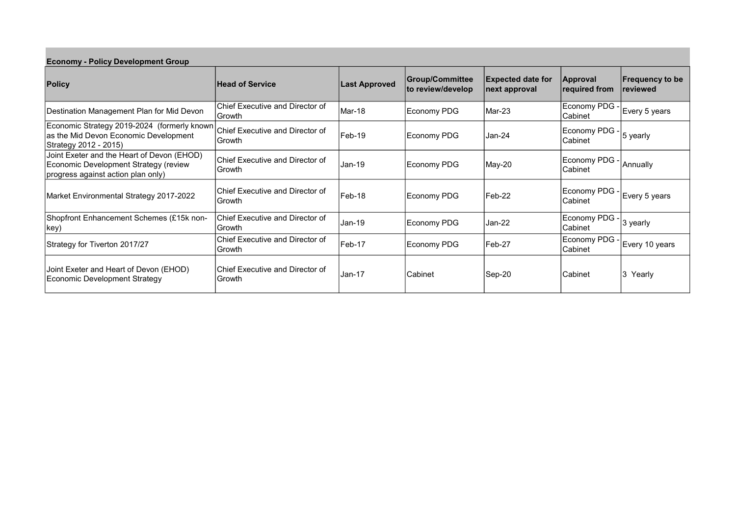**Economy - Policy Development Group**

| Policy | Head of Service | Last Approved | Group/Committee to review/develop | Expected date for next approval | Approval required from | Frequency to be reviewed |
|---|---|---|---|---|---|---|
| Destination Management Plan for Mid Devon | Chief Executive and Director of Growth | Mar-18 | Economy PDG | Mar-23 | Economy PDG - Cabinet | Every 5 years |
| Economic Strategy 2019-2024 (formerly known as the Mid Devon Economic Development Strategy 2012 - 2015) | Chief Executive and Director of Growth | Feb-19 | Economy PDG | Jan-24 | Economy PDG - Cabinet | 5 yearly |
| Joint Exeter and the Heart of Devon (EHOD) Economic Development Strategy (review progress against action plan only) | Chief Executive and Director of Growth | Jan-19 | Economy PDG | May-20 | Economy PDG - Cabinet | Annually |
| Market Environmental Strategy 2017-2022 | Chief Executive and Director of Growth | Feb-18 | Economy PDG | Feb-22 | Economy PDG - Cabinet | Every 5 years |
| Shopfront Enhancement Schemes (£15k non-key) | Chief Executive and Director of Growth | Jan-19 | Economy PDG | Jan-22 | Economy PDG - Cabinet | 3 yearly |
| Strategy for Tiverton 2017/27 | Chief Executive and Director of Growth | Feb-17 | Economy PDG | Feb-27 | Economy PDG - Cabinet | Every 10 years |
| Joint Exeter and Heart of Devon (EHOD) Economic Development Strategy | Chief Executive and Director of Growth | Jan-17 | Cabinet | Sep-20 | Cabinet | 3 Yearly |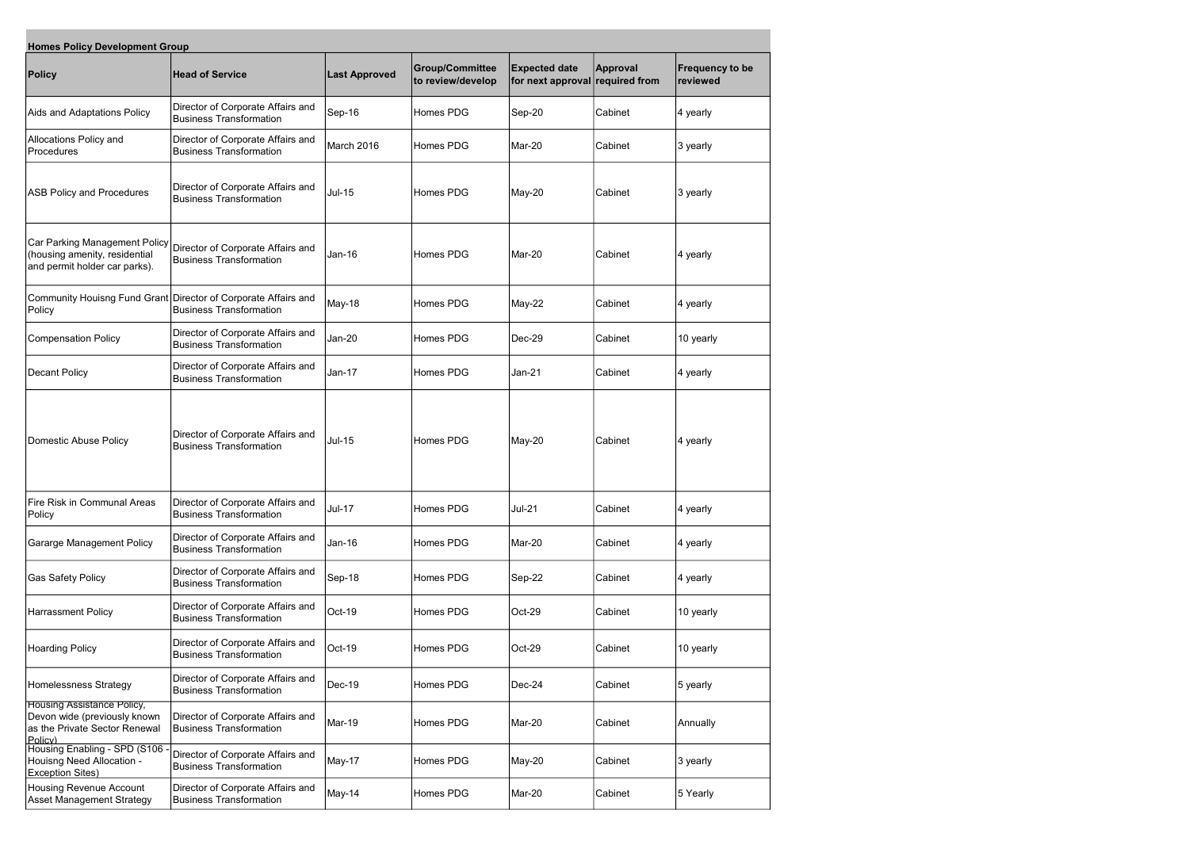**Homes Policy Development Group**

| Policy | Head of Service | Last Approved | Group/Committee to review/develop | Expected date for next approval | Approval required from | Frequency to be reviewed |
|---|---|---|---|---|---|---|
| Aids and Adaptations Policy | Director of Corporate Affairs and Business Transformation | Sep-16 | Homes PDG | Sep-20 | Cabinet | 4 yearly |
| Allocations Policy and Procedures | Director of Corporate Affairs and Business Transformation | March 2016 | Homes PDG | Mar-20 | Cabinet | 3 yearly |
| ASB Policy and Procedures | Director of Corporate Affairs and Business Transformation | Jul-15 | Homes PDG | May-20 | Cabinet | 3 yearly |
| Car Parking Management Policy (housing amenity, residential and permit holder car parks). | Director of Corporate Affairs and Business Transformation | Jan-16 | Homes PDG | Mar-20 | Cabinet | 4 yearly |
| Community Houisng Fund Grant Policy | Director of Corporate Affairs and Business Transformation | May-18 | Homes PDG | May-22 | Cabinet | 4 yearly |
| Compensation Policy | Director of Corporate Affairs and Business Transformation | Jan-20 | Homes PDG | Dec-29 | Cabinet | 10 yearly |
| Decant Policy | Director of Corporate Affairs and Business Transformation | Jan-17 | Homes PDG | Jan-21 | Cabinet | 4 yearly |
| Domestic Abuse Policy | Director of Corporate Affairs and Business Transformation | Jul-15 | Homes PDG | May-20 | Cabinet | 4 yearly |
| Fire Risk in Communal Areas Policy | Director of Corporate Affairs and Business Transformation | Jul-17 | Homes PDG | Jul-21 | Cabinet | 4 yearly |
| Gararge Management Policy | Director of Corporate Affairs and Business Transformation | Jan-16 | Homes PDG | Mar-20 | Cabinet | 4 yearly |
| Gas Safety Policy | Director of Corporate Affairs and Business Transformation | Sep-18 | Homes PDG | Sep-22 | Cabinet | 4 yearly |
| Harrassment Policy | Director of Corporate Affairs and Business Transformation | Oct-19 | Homes PDG | Oct-29 | Cabinet | 10 yearly |
| Hoarding Policy | Director of Corporate Affairs and Business Transformation | Oct-19 | Homes PDG | Oct-29 | Cabinet | 10 yearly |
| Homelessness Strategy | Director of Corporate Affairs and Business Transformation | Dec-19 | Homes PDG | Dec-24 | Cabinet | 5 yearly |
| Housing Assistance Policy, Devon wide (previously known as the Private Sector Renewal Policy) | Director of Corporate Affairs and Business Transformation | Mar-19 | Homes PDG | Mar-20 | Cabinet | Annually |
| Housing Enabling - SPD (S106 - Houisng Need Allocation - Exception Sites) | Director of Corporate Affairs and Business Transformation | May-17 | Homes PDG | May-20 | Cabinet | 3 yearly |
| Housing Revenue Account Asset Management Strategy | Director of Corporate Affairs and Business Transformation | May-14 | Homes PDG | Mar-20 | Cabinet | 5 Yearly |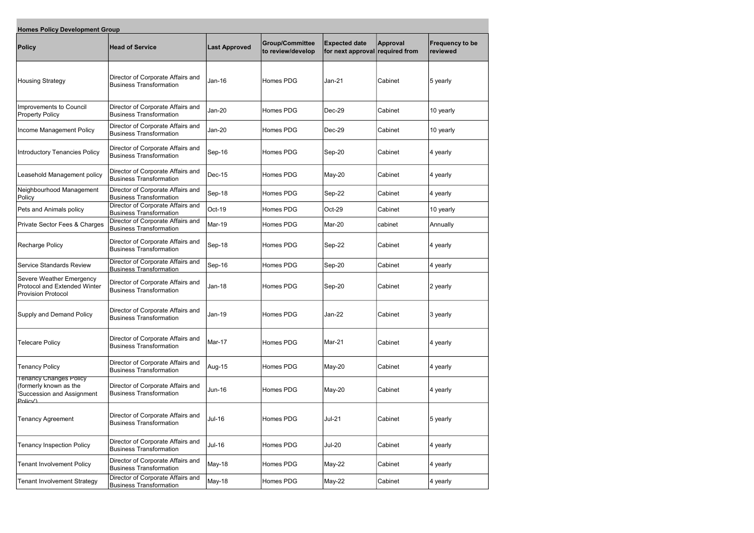**Homes Policy Development Group**

| Policy | Head of Service | Last Approved | Group/Committee to review/develop | Expected date for next approval | Approval required from | Frequency to be reviewed |
|---|---|---|---|---|---|---|
| Housing Strategy | Director of Corporate Affairs and Business Transformation | Jan-16 | Homes PDG | Jan-21 | Cabinet | 5 yearly |
| Improvements to Council Property Policy | Director of Corporate Affairs and Business Transformation | Jan-20 | Homes PDG | Dec-29 | Cabinet | 10 yearly |
| Income Management Policy | Director of Corporate Affairs and Business Transformation | Jan-20 | Homes PDG | Dec-29 | Cabinet | 10 yearly |
| Introductory Tenancies Policy | Director of Corporate Affairs and Business Transformation | Sep-16 | Homes PDG | Sep-20 | Cabinet | 4 yearly |
| Leasehold Management policy | Director of Corporate Affairs and Business Transformation | Dec-15 | Homes PDG | May-20 | Cabinet | 4 yearly |
| Neighbourhood Management Policy | Director of Corporate Affairs and Business Transformation | Sep-18 | Homes PDG | Sep-22 | Cabinet | 4 yearly |
| Pets and Animals policy | Director of Corporate Affairs and Business Transformation | Oct-19 | Homes PDG | Oct-29 | Cabinet | 10 yearly |
| Private Sector Fees & Charges | Director of Corporate Affairs and Business Transformation | Mar-19 | Homes PDG | Mar-20 | cabinet | Annually |
| Recharge Policy | Director of Corporate Affairs and Business Transformation | Sep-18 | Homes PDG | Sep-22 | Cabinet | 4 yearly |
| Service Standards Review | Director of Corporate Affairs and Business Transformation | Sep-16 | Homes PDG | Sep-20 | Cabinet | 4 yearly |
| Severe Weather Emergency Protocol and Extended Winter Provision Protocol | Director of Corporate Affairs and Business Transformation | Jan-18 | Homes PDG | Sep-20 | Cabinet | 2 yearly |
| Supply and Demand Policy | Director of Corporate Affairs and Business Transformation | Jan-19 | Homes PDG | Jan-22 | Cabinet | 3 yearly |
| Telecare Policy | Director of Corporate Affairs and Business Transformation | Mar-17 | Homes PDG | Mar-21 | Cabinet | 4 yearly |
| Tenancy Policy | Director of Corporate Affairs and Business Transformation | Aug-15 | Homes PDG | May-20 | Cabinet | 4 yearly |
| Tenancy Changes Policy (formerly known as the 'Succession and Assignment Policy') | Director of Corporate Affairs and Business Transformation | Jun-16 | Homes PDG | May-20 | Cabinet | 4 yearly |
| Tenancy Agreement | Director of Corporate Affairs and Business Transformation | Jul-16 | Homes PDG | Jul-21 | Cabinet | 5 yearly |
| Tenancy Inspection Policy | Director of Corporate Affairs and Business Transformation | Jul-16 | Homes PDG | Jul-20 | Cabinet | 4 yearly |
| Tenant Involvement Policy | Director of Corporate Affairs and Business Transformation | May-18 | Homes PDG | May-22 | Cabinet | 4 yearly |
| Tenant Involvement Strategy | Director of Corporate Affairs and Business Transformation | May-18 | Homes PDG | May-22 | Cabinet | 4 yearly |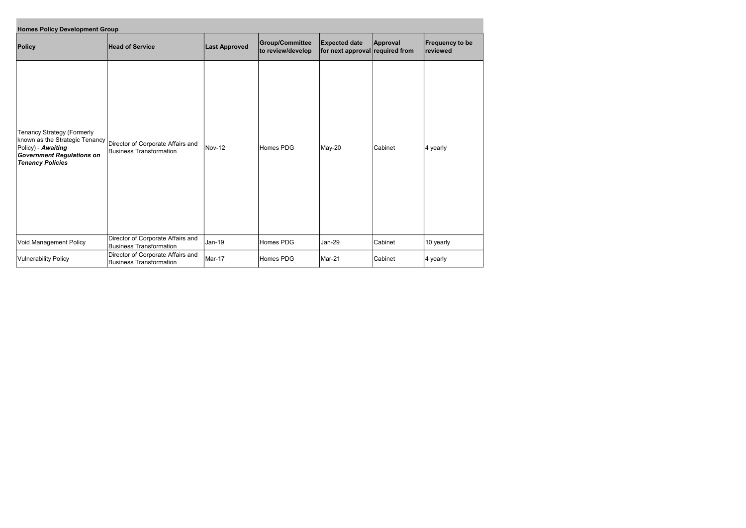| **Homes Policy Development Group** | | | | | | |
|---|---|---|---|---|---|---|
| **Policy** | **Head of Service** | **Last Approved** | **Group/Committee to review/develop** | **Expected date for next approval** | **Approval required from** | **Frequency to be reviewed** |
| Tenancy Strategy (Formerly known as the Strategic Tenancy Policy) - ***Awaiting Government Regulations on Tenancy Policies*** | Director of Corporate Affairs and Business Transformation | Nov-12 | Homes PDG | May-20 | Cabinet | 4 yearly |
| Void Management Policy | Director of Corporate Affairs and Business Transformation | Jan-19 | Homes PDG | Jan-29 | Cabinet | 10 yearly |
| Vulnerability Policy | Director of Corporate Affairs and Business Transformation | Mar-17 | Homes PDG | Mar-21 | Cabinet | 4 yearly |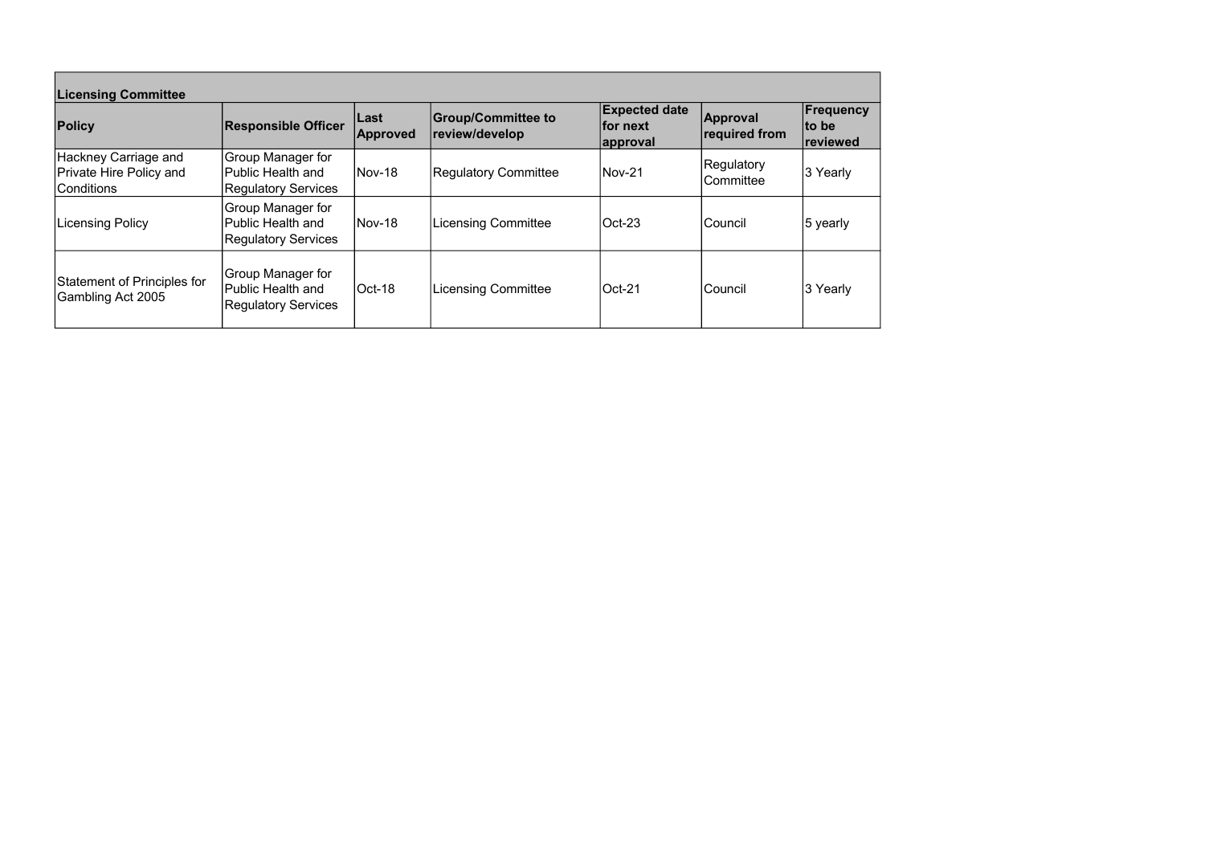| Licensing Committee | | | | | | |
|---|---|---|---|---|---|---|
| **Policy** | **Responsible Officer** | **Last Approved** | **Group/Committee to review/develop** | **Expected date for next approval** | **Approval required from** | **Frequency to be reviewed** |
| Hackney Carriage and Private Hire Policy and Conditions | Group Manager for Public Health and Regulatory Services | Nov-18 | Regulatory Committee | Nov-21 | Regulatory Committee | 3 Yearly |
| Licensing Policy | Group Manager for Public Health and Regulatory Services | Nov-18 | Licensing Committee | Oct-23 | Council | 5 yearly |
| Statement of Principles for Gambling Act 2005 | Group Manager for Public Health and Regulatory Services | Oct-18 | Licensing Committee | Oct-21 | Council | 3 Yearly |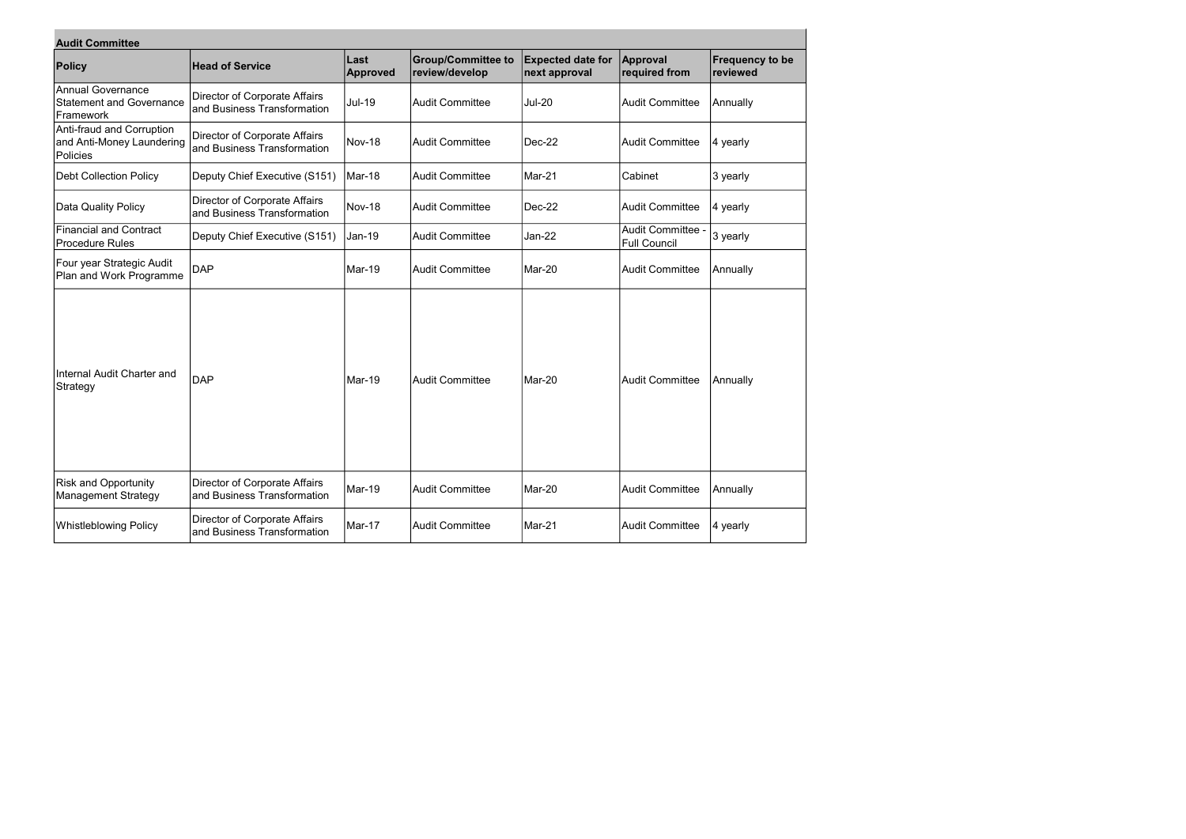**Audit Committee**

| Policy | Head of Service | Last Approved | Group/Committee to review/develop | Expected date for next approval | Approval required from | Frequency to be reviewed |
|---|---|---|---|---|---|---|
| Annual Governance Statement and Governance Framework | Director of Corporate Affairs and Business Transformation | Jul-19 | Audit Committee | Jul-20 | Audit Committee | Annually |
| Anti-fraud and Corruption and Anti-Money Laundering Policies | Director of Corporate Affairs and Business Transformation | Nov-18 | Audit Committee | Dec-22 | Audit Committee | 4 yearly |
| Debt Collection Policy | Deputy Chief Executive (S151) | Mar-18 | Audit Committee | Mar-21 | Cabinet | 3 yearly |
| Data Quality Policy | Director of Corporate Affairs and Business Transformation | Nov-18 | Audit Committee | Dec-22 | Audit Committee | 4 yearly |
| Financial and Contract Procedure Rules | Deputy Chief Executive (S151) | Jan-19 | Audit Committee | Jan-22 | Audit Committee - Full Council | 3 yearly |
| Four year Strategic Audit Plan and Work Programme | DAP | Mar-19 | Audit Committee | Mar-20 | Audit Committee | Annually |
| Internal Audit Charter and Strategy | DAP | Mar-19 | Audit Committee | Mar-20 | Audit Committee | Annually |
| Risk and Opportunity Management Strategy | Director of Corporate Affairs and Business Transformation | Mar-19 | Audit Committee | Mar-20 | Audit Committee | Annually |
| Whistleblowing Policy | Director of Corporate Affairs and Business Transformation | Mar-17 | Audit Committee | Mar-21 | Audit Committee | 4 yearly |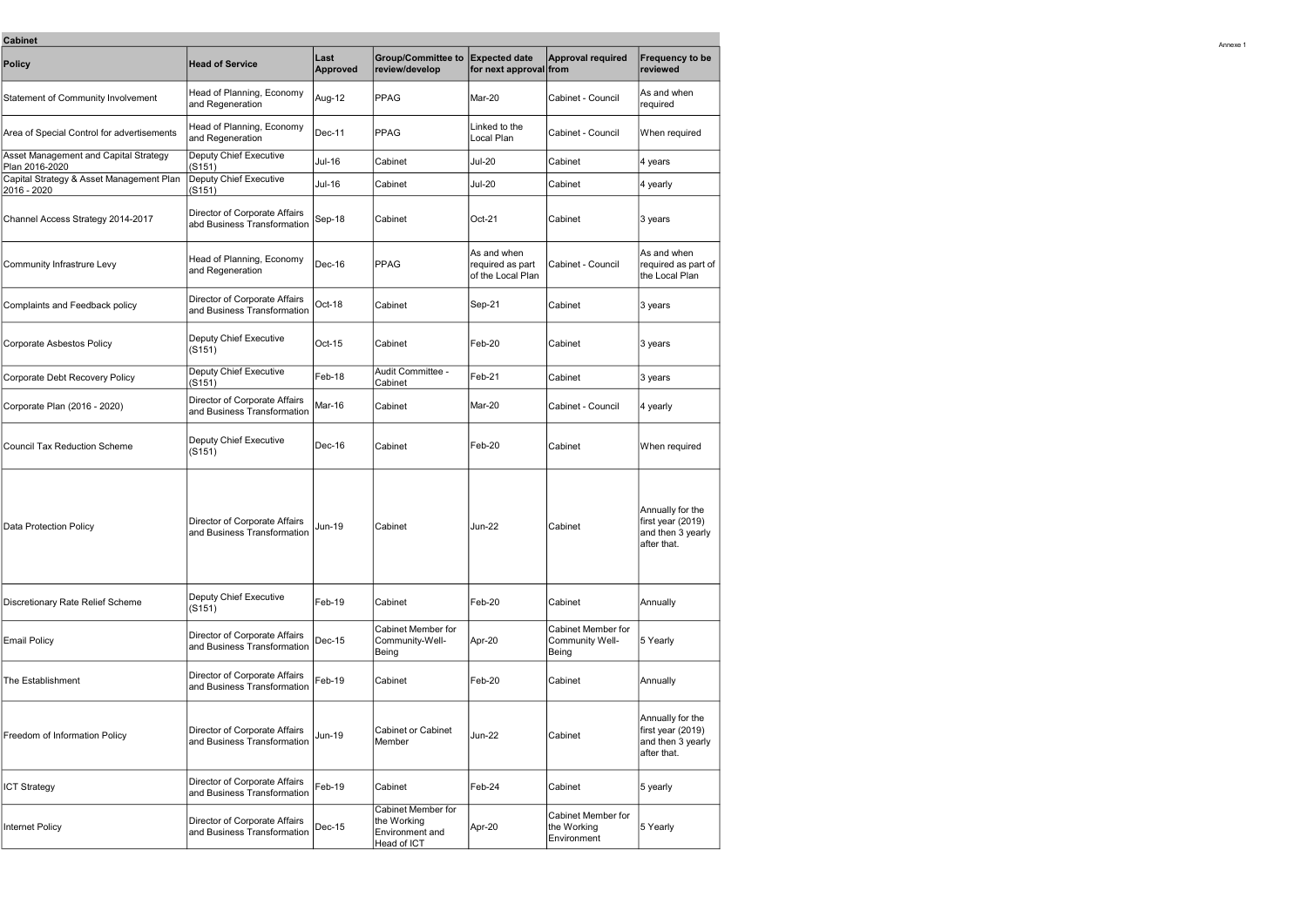**Cabinet**

| Policy | Head of Service | Last Approved | Group/Committee to review/develop | Expected date for next approval | Approval required from | Frequency to be reviewed |
|---|---|---|---|---|---|---|
| Statement of Community Involvement | Head of Planning, Economy and Regeneration | Aug-12 | PPAG | Mar-20 | Cabinet - Council | As and when required |
| Area of Special Control for advertisements | Head of Planning, Economy and Regeneration | Dec-11 | PPAG | Linked to the Local Plan | Cabinet - Council | When required |
| Asset Management and Capital Strategy Plan 2016-2020 | Deputy Chief Executive (S151) | Jul-16 | Cabinet | Jul-20 | Cabinet | 4 years |
| Capital Strategy & Asset Management Plan 2016 - 2020 | Deputy Chief Executive (S151) | Jul-16 | Cabinet | Jul-20 | Cabinet | 4 yearly |
| Channel Access Strategy 2014-2017 | Director of Corporate Affairs abd Business Transformation | Sep-18 | Cabinet | Oct-21 | Cabinet | 3 years |
| Community Infrastrure Levy | Head of Planning, Economy and Regeneration | Dec-16 | PPAG | As and when required as part of the Local Plan | Cabinet - Council | As and when required as part of the Local Plan |
| Complaints and Feedback policy | Director of Corporate Affairs and Business Transformation | Oct-18 | Cabinet | Sep-21 | Cabinet | 3 years |
| Corporate Asbestos Policy | Deputy Chief Executive (S151) | Oct-15 | Cabinet | Feb-20 | Cabinet | 3 years |
| Corporate Debt Recovery Policy | Deputy Chief Executive (S151) | Feb-18 | Audit Committee - Cabinet | Feb-21 | Cabinet | 3 years |
| Corporate Plan (2016 - 2020) | Director of Corporate Affairs and Business Transformation | Mar-16 | Cabinet | Mar-20 | Cabinet - Council | 4 yearly |
| Council Tax Reduction Scheme | Deputy Chief Executive (S151) | Dec-16 | Cabinet | Feb-20 | Cabinet | When required |
| Data Protection Policy | Director of Corporate Affairs and Business Transformation | Jun-19 | Cabinet | Jun-22 | Cabinet | Annually for the first year (2019) and then 3 yearly after that. |
| Discretionary Rate Relief Scheme | Deputy Chief Executive (S151) | Feb-19 | Cabinet | Feb-20 | Cabinet | Annually |
| Email Policy | Director of Corporate Affairs and Business Transformation | Dec-15 | Cabinet Member for Community-Well-Being | Apr-20 | Cabinet Member for Community Well-Being | 5 Yearly |
| The Establishment | Director of Corporate Affairs and Business Transformation | Feb-19 | Cabinet | Feb-20 | Cabinet | Annually |
| Freedom of Information Policy | Director of Corporate Affairs and Business Transformation | Jun-19 | Cabinet or Cabinet Member | Jun-22 | Cabinet | Annually for the first year (2019) and then 3 yearly after that. |
| ICT Strategy | Director of Corporate Affairs and Business Transformation | Feb-19 | Cabinet | Feb-24 | Cabinet | 5 yearly |
| Internet Policy | Director of Corporate Affairs and Business Transformation | Dec-15 | Cabinet Member for the Working Environment and Head of ICT | Apr-20 | Cabinet Member for the Working Environment | 5 Yearly |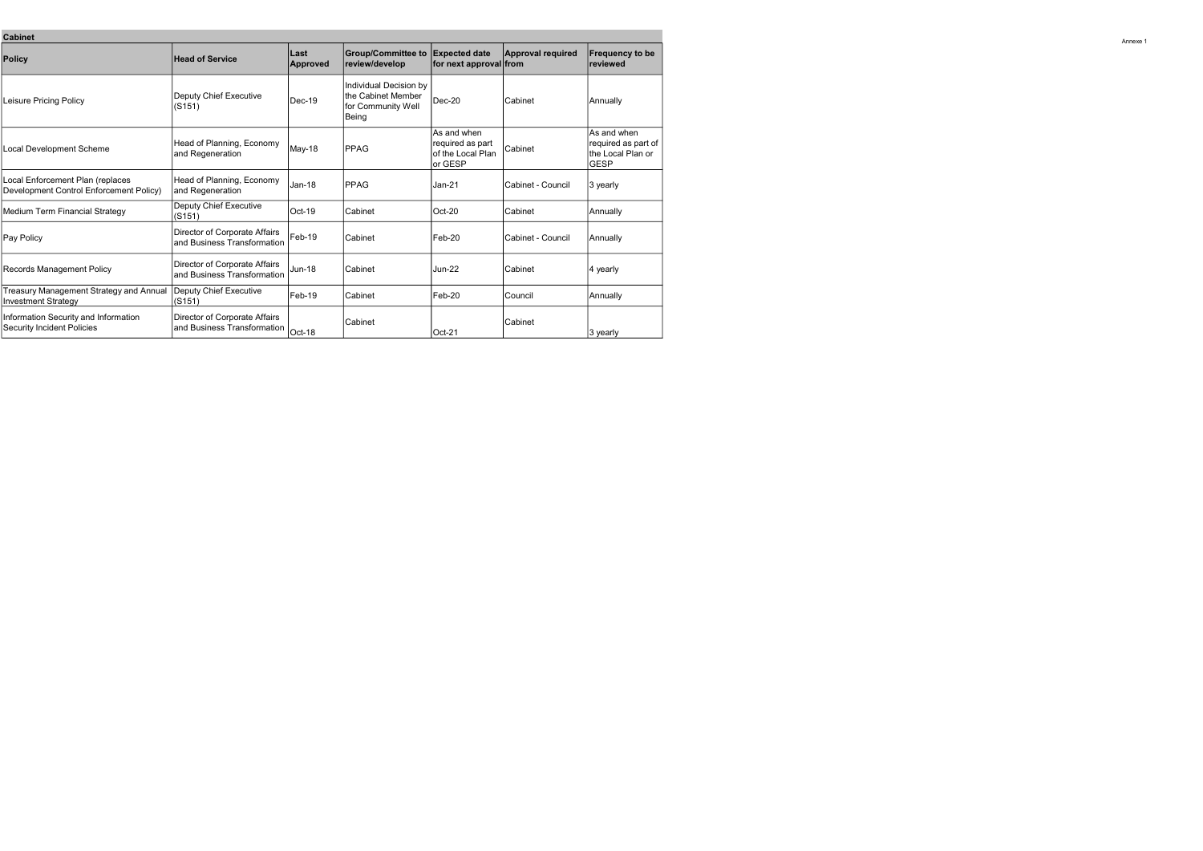Annexe 1

**Cabinet**

| Policy | Head of Service | Last Approved | Group/Committee to review/develop | Expected date for next approval | Approval required from | Frequency to be reviewed |
|---|---|---|---|---|---|---|
| Leisure Pricing Policy | Deputy Chief Executive (S151) | Dec-19 | Individual Decision by the Cabinet Member for Community Well Being | Dec-20 | Cabinet | Annually |
| Local Development Scheme | Head of Planning, Economy and Regeneration | May-18 | PPAG | As and when required as part of the Local Plan or GESP | Cabinet | As and when required as part of the Local Plan or GESP |
| Local Enforcement Plan (replaces Development Control Enforcement Policy) | Head of Planning, Economy and Regeneration | Jan-18 | PPAG | Jan-21 | Cabinet - Council | 3 yearly |
| Medium Term Financial Strategy | Deputy Chief Executive (S151) | Oct-19 | Cabinet | Oct-20 | Cabinet | Annually |
| Pay Policy | Director of Corporate Affairs and Business Transformation | Feb-19 | Cabinet | Feb-20 | Cabinet - Council | Annually |
| Records Management Policy | Director of Corporate Affairs and Business Transformation | Jun-18 | Cabinet | Jun-22 | Cabinet | 4 yearly |
| Treasury Management Strategy and Annual Investment Strategy | Deputy Chief Executive (S151) | Feb-19 | Cabinet | Feb-20 | Council | Annually |
| Information Security and Information Security Incident Policies | Director of Corporate Affairs and Business Transformation | Oct-18 | Cabinet | Oct-21 | Cabinet | 3 yearly |